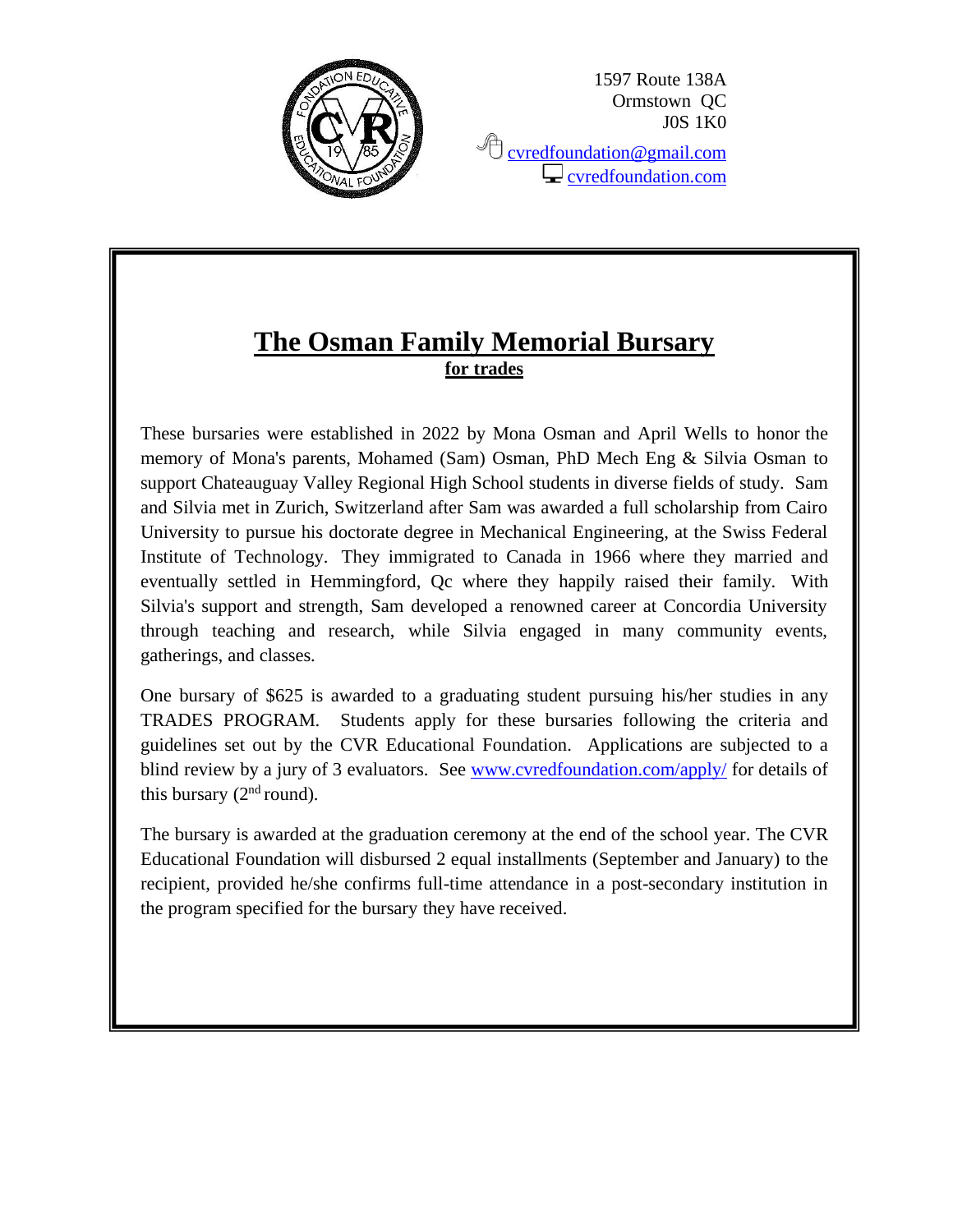1597 Route 138A
Ormstown QC
J0S 1K0

cvredfoundation@gmail.com
cvredfoundation.com

# The Osman Family Memorial Bursary

**for trades**

These bursaries were established in 2022 by Mona Osman and April Wells to honor the memory of Mona's parents, Mohamed (Sam) Osman, PhD Mech Eng & Silvia Osman to support Chateauguay Valley Regional High School students in diverse fields of study. Sam and Silvia met in Zurich, Switzerland after Sam was awarded a full scholarship from Cairo University to pursue his doctorate degree in Mechanical Engineering, at the Swiss Federal Institute of Technology. They immigrated to Canada in 1966 where they married and eventually settled in Hemmingford, Qc where they happily raised their family. With Silvia's support and strength, Sam developed a renowned career at Concordia University through teaching and research, while Silvia engaged in many community events, gatherings, and classes.

One bursary of $625 is awarded to a graduating student pursuing his/her studies in any TRADES PROGRAM. Students apply for these bursaries following the criteria and guidelines set out by the CVR Educational Foundation. Applications are subjected to a blind review by a jury of 3 evaluators. See www.cvredfoundation.com/apply/ for details of this bursary (2nd round).

The bursary is awarded at the graduation ceremony at the end of the school year. The CVR Educational Foundation will disbursed 2 equal installments (September and January) to the recipient, provided he/she confirms full-time attendance in a post-secondary institution in the program specified for the bursary they have received.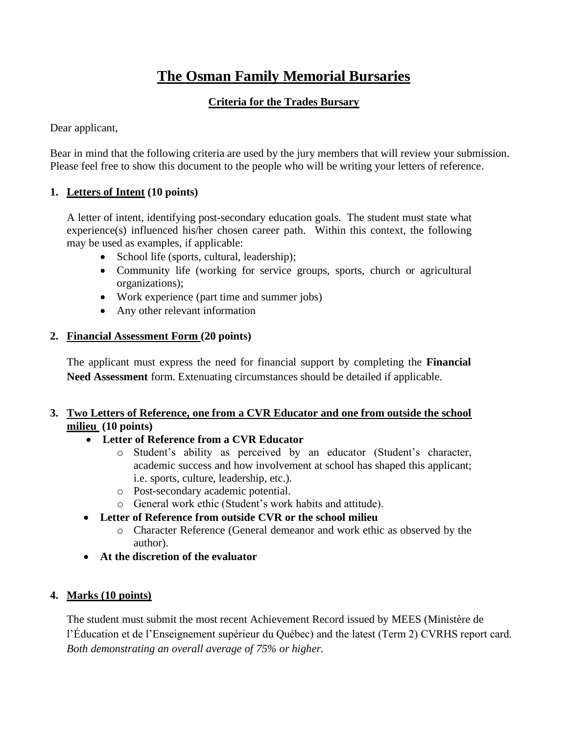# The Osman Family Memorial Bursaries

## Criteria for the Trades Bursary

Dear applicant,

Bear in mind that the following criteria are used by the jury members that will review your submission. Please feel free to show this document to the people who will be writing your letters of reference.

1. **Letters of Intent (10 points)**

   A letter of intent, identifying post-secondary education goals. The student must state what experience(s) influenced his/her chosen career path. Within this context, the following may be used as examples, if applicable:

   - School life (sports, cultural, leadership);
   - Community life (working for service groups, sports, church or agricultural organizations);
   - Work experience (part time and summer jobs)
   - Any other relevant information

2. **Financial Assessment Form (20 points)**

   The applicant must express the need for financial support by completing the **Financial Need Assessment** form. Extenuating circumstances should be detailed if applicable.

3. **Two Letters of Reference, one from a CVR Educator and one from outside the school milieu (10 points)**

   - **Letter of Reference from a CVR Educator**
     - Student's ability as perceived by an educator (Student's character, academic success and how involvement at school has shaped this applicant; i.e. sports, culture, leadership, etc.).
     - Post-secondary academic potential.
     - General work ethic (Student's work habits and attitude).
   - **Letter of Reference from outside CVR or the school milieu**
     - Character Reference (General demeanor and work ethic as observed by the author).
   - **At the discretion of the evaluator**

4. **Marks (10 points)**

   The student must submit the most recent Achievement Record issued by MEES (Ministère de l'Éducation et de l'Enseignement supérieur du Québec) and the latest (Term 2) CVRHS report card. *Both demonstrating an overall average of 75% or higher.*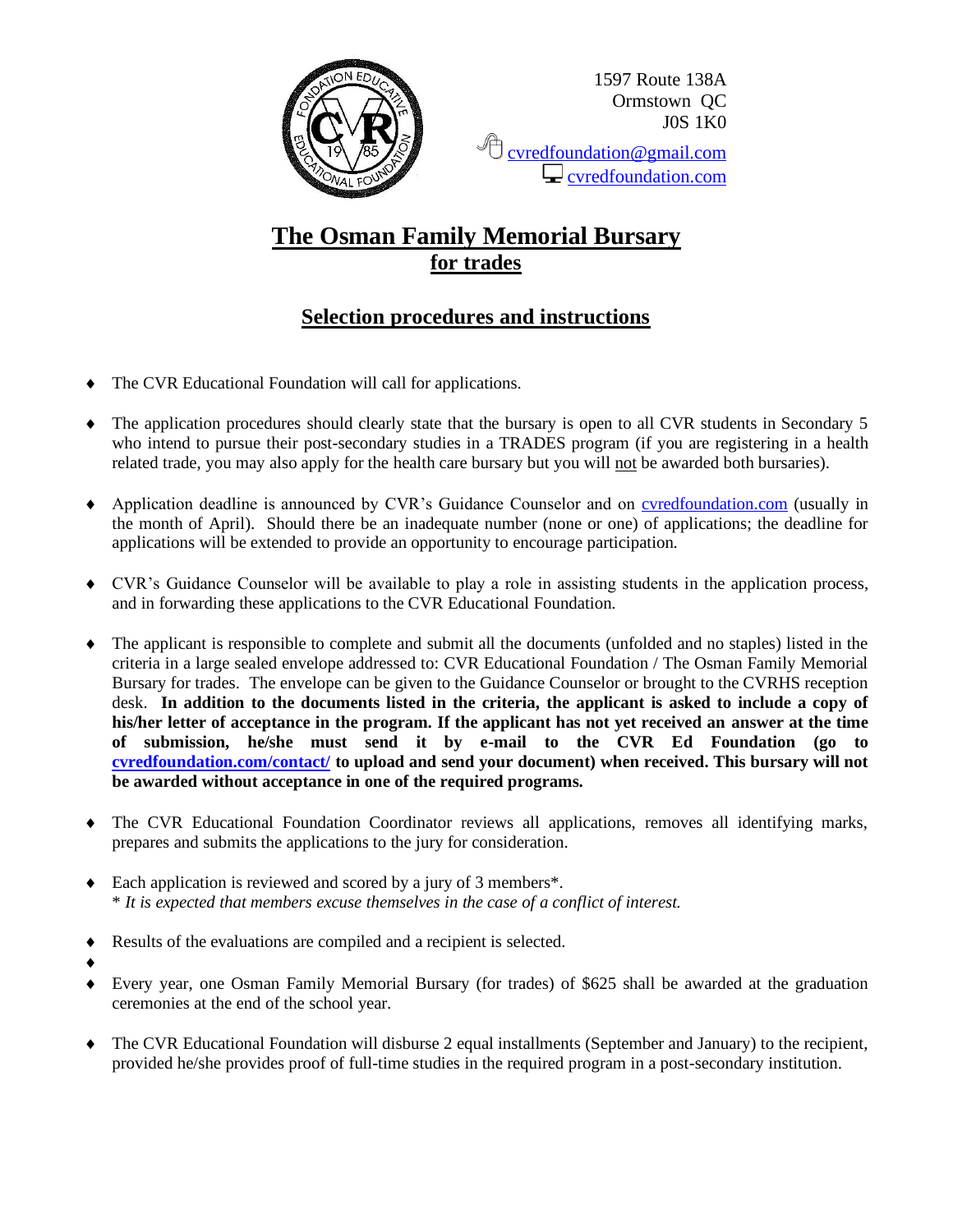1597 Route 138A
Ormstown QC
J0S 1K0

cvredfoundation@gmail.com
cvredfoundation.com

# The Osman Family Memorial Bursary

## for trades

## Selection procedures and instructions

- The CVR Educational Foundation will call for applications.
- The application procedures should clearly state that the bursary is open to all CVR students in Secondary 5 who intend to pursue their post-secondary studies in a TRADES program (if you are registering in a health related trade, you may also apply for the health care bursary but you will not be awarded both bursaries).
- Application deadline is announced by CVR's Guidance Counselor and on cvredfoundation.com (usually in the month of April). Should there be an inadequate number (none or one) of applications; the deadline for applications will be extended to provide an opportunity to encourage participation.
- CVR's Guidance Counselor will be available to play a role in assisting students in the application process, and in forwarding these applications to the CVR Educational Foundation.
- The applicant is responsible to complete and submit all the documents (unfolded and no staples) listed in the criteria in a large sealed envelope addressed to: CVR Educational Foundation / The Osman Family Memorial Bursary for trades. The envelope can be given to the Guidance Counselor or brought to the CVRHS reception desk. **In addition to the documents listed in the criteria, the applicant is asked to include a copy of his/her letter of acceptance in the program. If the applicant has not yet received an answer at the time of submission, he/she must send it by e-mail to the CVR Ed Foundation (go to cvredfoundation.com/contact/ to upload and send your document) when received. This bursary will not be awarded without acceptance in one of the required programs.**
- The CVR Educational Foundation Coordinator reviews all applications, removes all identifying marks, prepares and submits the applications to the jury for consideration.
- Each application is reviewed and scored by a jury of 3 members*.
  * *It is expected that members excuse themselves in the case of a conflict of interest.*
- Results of the evaluations are compiled and a recipient is selected.
- 
- Every year, one Osman Family Memorial Bursary (for trades) of $625 shall be awarded at the graduation ceremonies at the end of the school year.
- The CVR Educational Foundation will disburse 2 equal installments (September and January) to the recipient, provided he/she provides proof of full-time studies in the required program in a post-secondary institution.